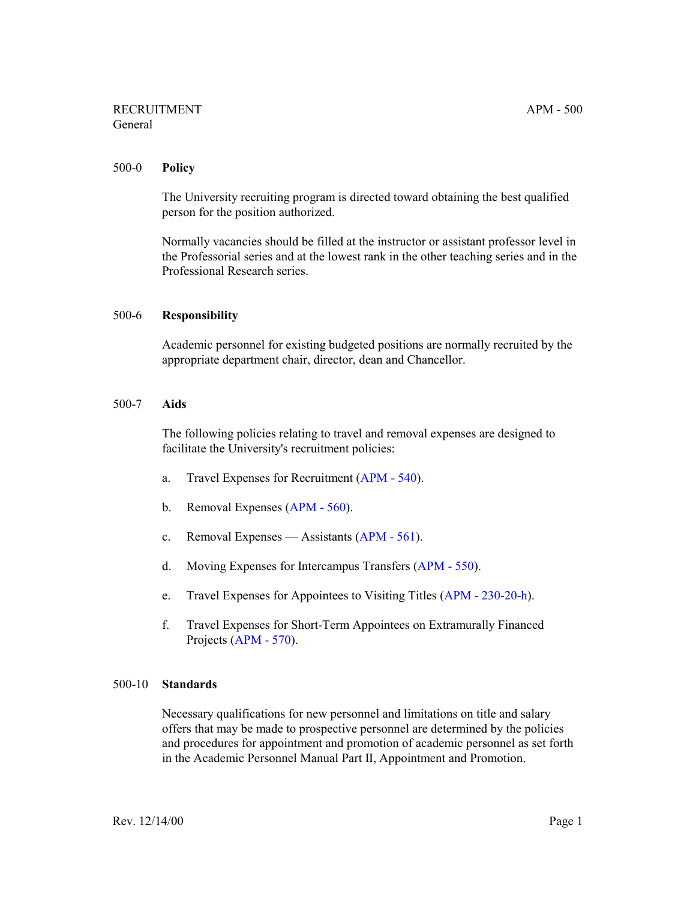RECRUITMENT
General

APM - 500

## 500-0 Policy

The University recruiting program is directed toward obtaining the best qualified person for the position authorized.

Normally vacancies should be filled at the instructor or assistant professor level in the Professorial series and at the lowest rank in the other teaching series and in the Professional Research series.

## 500-6 Responsibility

Academic personnel for existing budgeted positions are normally recruited by the appropriate department chair, director, dean and Chancellor.

## 500-7 Aids

The following policies relating to travel and removal expenses are designed to facilitate the University's recruitment policies:

a. Travel Expenses for Recruitment (APM - 540).

b. Removal Expenses (APM - 560).

c. Removal Expenses — Assistants (APM - 561).

d. Moving Expenses for Intercampus Transfers (APM - 550).

e. Travel Expenses for Appointees to Visiting Titles (APM - 230-20-h).

f. Travel Expenses for Short-Term Appointees on Extramurally Financed Projects (APM - 570).

## 500-10 Standards

Necessary qualifications for new personnel and limitations on title and salary offers that may be made to prospective personnel are determined by the policies and procedures for appointment and promotion of academic personnel as set forth in the Academic Personnel Manual Part II, Appointment and Promotion.

Rev. 12/14/00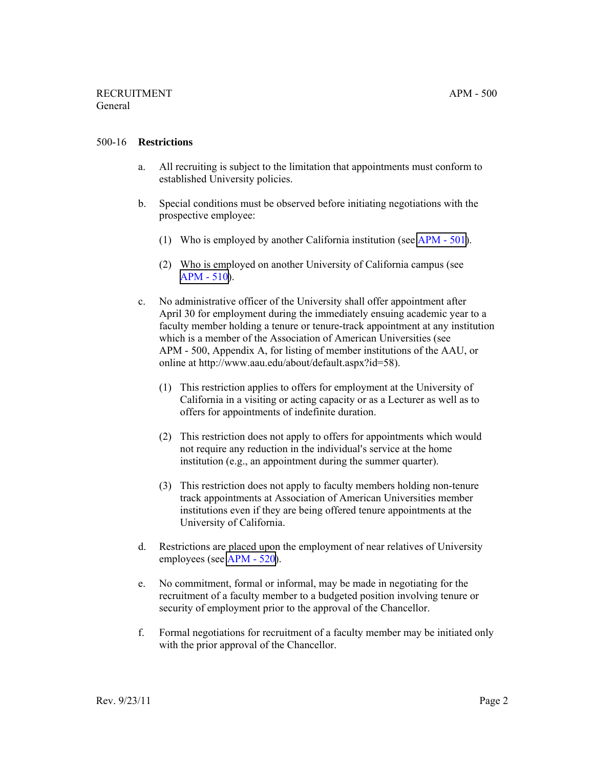## 500-16 Restrictions

a. All recruiting is subject to the limitation that appointments must conform to established University policies.

b. Special conditions must be observed before initiating negotiations with the prospective employee:

   (1) Who is employed by another California institution (see APM - 501).

   (2) Who is employed on another University of California campus (see APM - 510).

c. No administrative officer of the University shall offer appointment after April 30 for employment during the immediately ensuing academic year to a faculty member holding a tenure or tenure-track appointment at any institution which is a member of the Association of American Universities (see APM - 500, Appendix A, for listing of member institutions of the AAU, or online at http://www.aau.edu/about/default.aspx?id=58).

   (1) This restriction applies to offers for employment at the University of California in a visiting or acting capacity or as a Lecturer as well as to offers for appointments of indefinite duration.

   (2) This restriction does not apply to offers for appointments which would not require any reduction in the individual's service at the home institution (e.g., an appointment during the summer quarter).

   (3) This restriction does not apply to faculty members holding non-tenure track appointments at Association of American Universities member institutions even if they are being offered tenure appointments at the University of California.

d. Restrictions are placed upon the employment of near relatives of University employees (see APM - 520).

e. No commitment, formal or informal, may be made in negotiating for the recruitment of a faculty member to a budgeted position involving tenure or security of employment prior to the approval of the Chancellor.

f. Formal negotiations for recruitment of a faculty member may be initiated only with the prior approval of the Chancellor.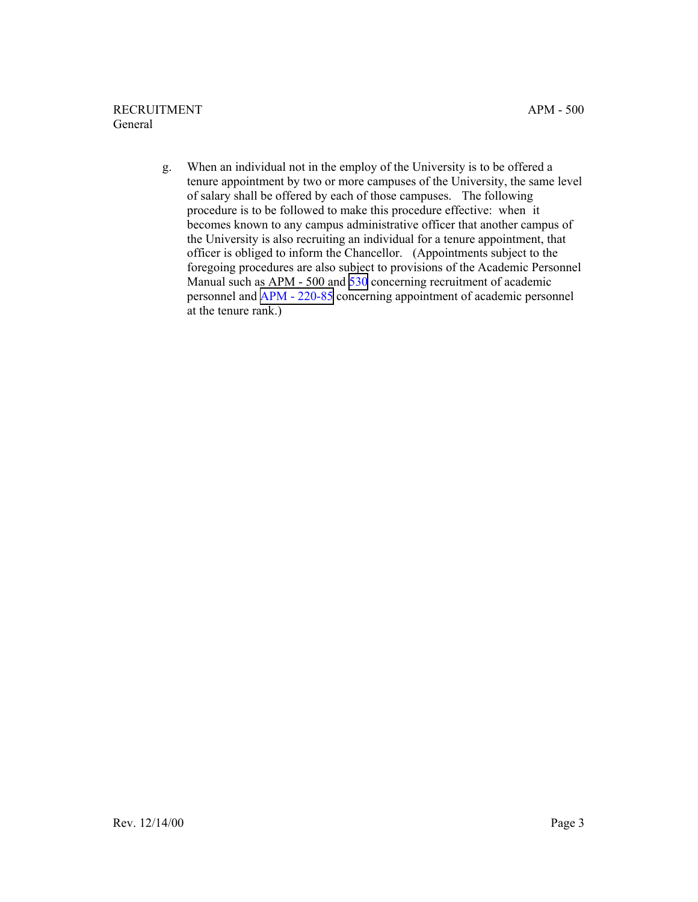g. When an individual not in the employ of the University is to be offered a tenure appointment by two or more campuses of the University, the same level of salary shall be offered by each of those campuses. The following procedure is to be followed to make this procedure effective: when it becomes known to any campus administrative officer that another campus of the University is also recruiting an individual for a tenure appointment, that officer is obliged to inform the Chancellor. (Appointments subject to the foregoing procedures are also subject to provisions of the Academic Personnel Manual such as APM - 500 and 530 concerning recruitment of academic personnel and APM - 220-85 concerning appointment of academic personnel at the tenure rank.)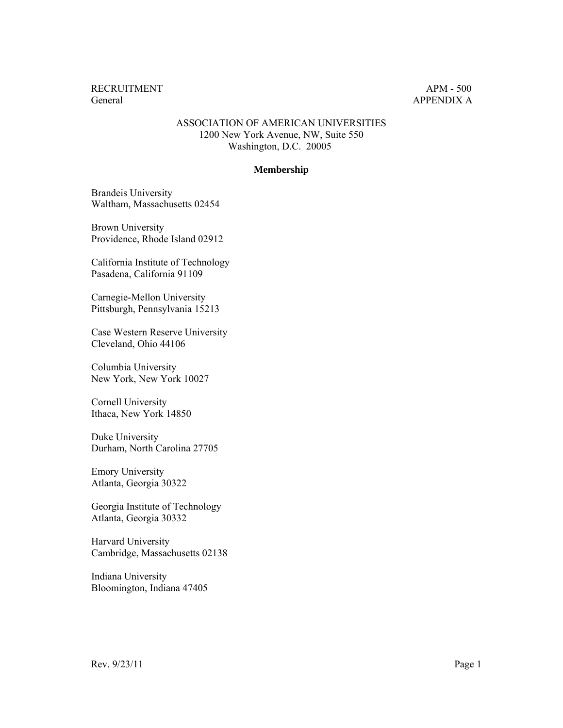ASSOCIATION OF AMERICAN UNIVERSITIES
1200 New York Avenue, NW, Suite 550
Washington, D.C. 20005

**Membership**

Brandeis University
Waltham, Massachusetts 02454

Brown University
Providence, Rhode Island 02912

California Institute of Technology
Pasadena, California 91109

Carnegie-Mellon University
Pittsburgh, Pennsylvania 15213

Case Western Reserve University
Cleveland, Ohio 44106

Columbia University
New York, New York 10027

Cornell University
Ithaca, New York 14850

Duke University
Durham, North Carolina 27705

Emory University
Atlanta, Georgia 30322

Georgia Institute of Technology
Atlanta, Georgia 30332

Harvard University
Cambridge, Massachusetts 02138

Indiana University
Bloomington, Indiana 47405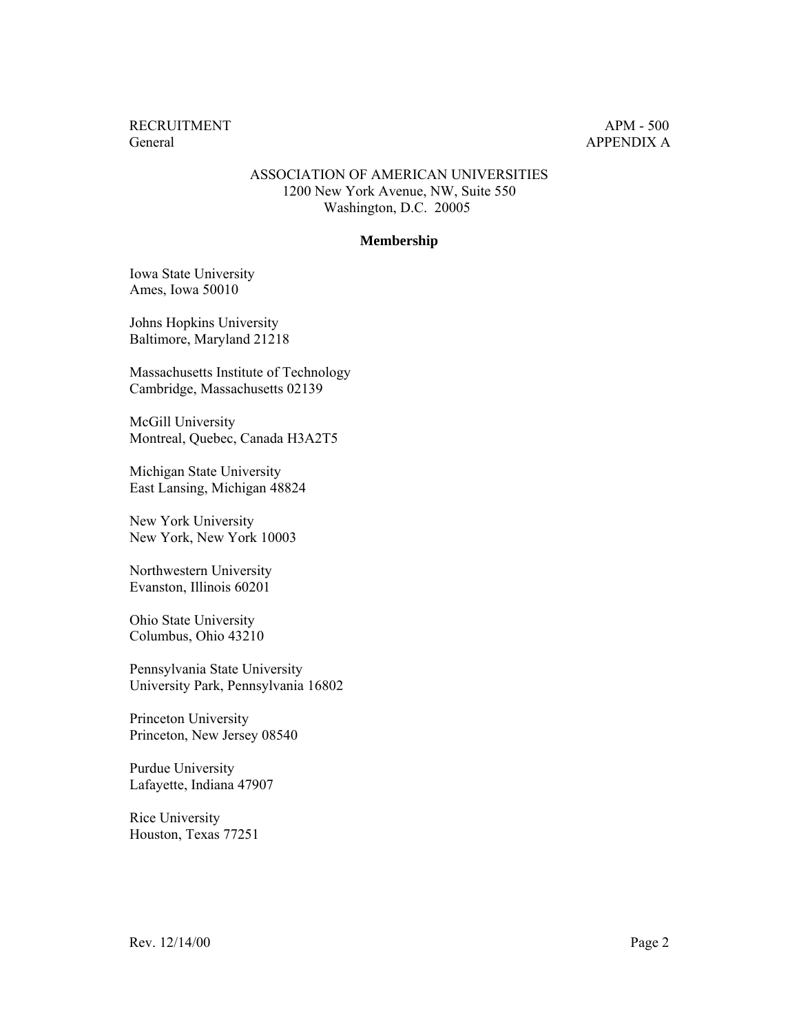ASSOCIATION OF AMERICAN UNIVERSITIES
1200 New York Avenue, NW, Suite 550
Washington, D.C. 20005

**Membership**

Iowa State University
Ames, Iowa 50010

Johns Hopkins University
Baltimore, Maryland 21218

Massachusetts Institute of Technology
Cambridge, Massachusetts 02139

McGill University
Montreal, Quebec, Canada H3A2T5

Michigan State University
East Lansing, Michigan 48824

New York University
New York, New York 10003

Northwestern University
Evanston, Illinois 60201

Ohio State University
Columbus, Ohio 43210

Pennsylvania State University
University Park, Pennsylvania 16802

Princeton University
Princeton, New Jersey 08540

Purdue University
Lafayette, Indiana 47907

Rice University
Houston, Texas 77251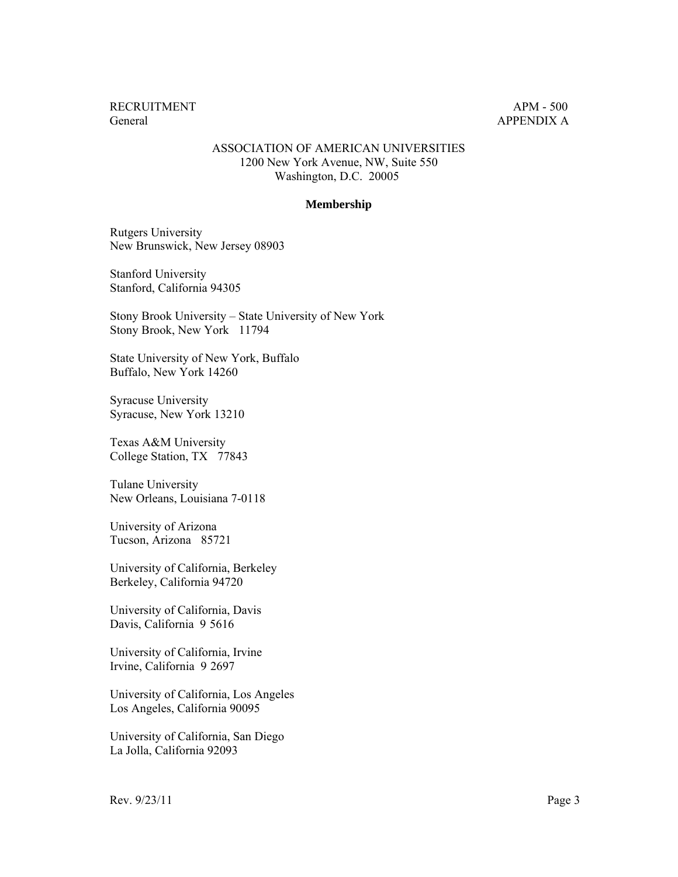ASSOCIATION OF AMERICAN UNIVERSITIES
1200 New York Avenue, NW, Suite 550
Washington, D.C. 20005

**Membership**

Rutgers University
New Brunswick, New Jersey 08903

Stanford University
Stanford, California 94305

Stony Brook University – State University of New York
Stony Brook, New York 11794

State University of New York, Buffalo
Buffalo, New York 14260

Syracuse University
Syracuse, New York 13210

Texas A&M University
College Station, TX 77843

Tulane University
New Orleans, Louisiana 7-0118

University of Arizona
Tucson, Arizona 85721

University of California, Berkeley
Berkeley, California 94720

University of California, Davis
Davis, California 9 5616

University of California, Irvine
Irvine, California 9 2697

University of California, Los Angeles
Los Angeles, California 90095

University of California, San Diego
La Jolla, California 92093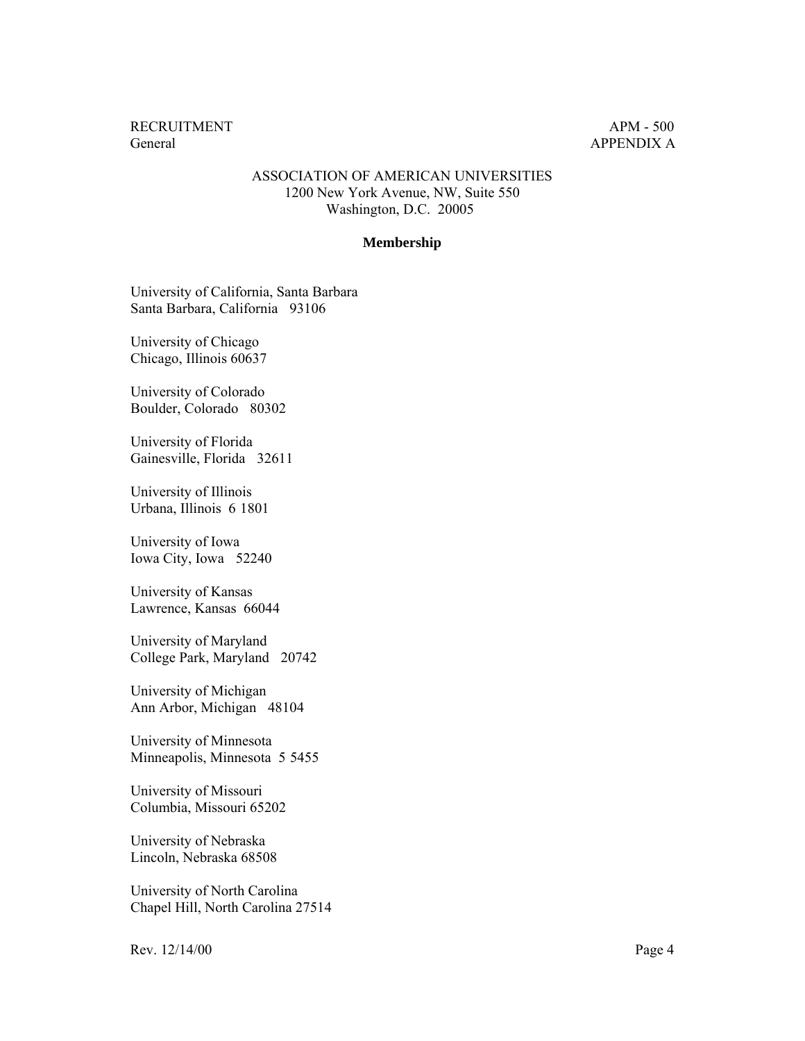ASSOCIATION OF AMERICAN UNIVERSITIES
1200 New York Avenue, NW, Suite 550
Washington, D.C. 20005

**Membership**

University of California, Santa Barbara
Santa Barbara, California 93106

University of Chicago
Chicago, Illinois 60637

University of Colorado
Boulder, Colorado 80302

University of Florida
Gainesville, Florida 32611

University of Illinois
Urbana, Illinois 6 1801

University of Iowa
Iowa City, Iowa 52240

University of Kansas
Lawrence, Kansas 66044

University of Maryland
College Park, Maryland 20742

University of Michigan
Ann Arbor, Michigan 48104

University of Minnesota
Minneapolis, Minnesota 5 5455

University of Missouri
Columbia, Missouri 65202

University of Nebraska
Lincoln, Nebraska 68508

University of North Carolina
Chapel Hill, North Carolina 27514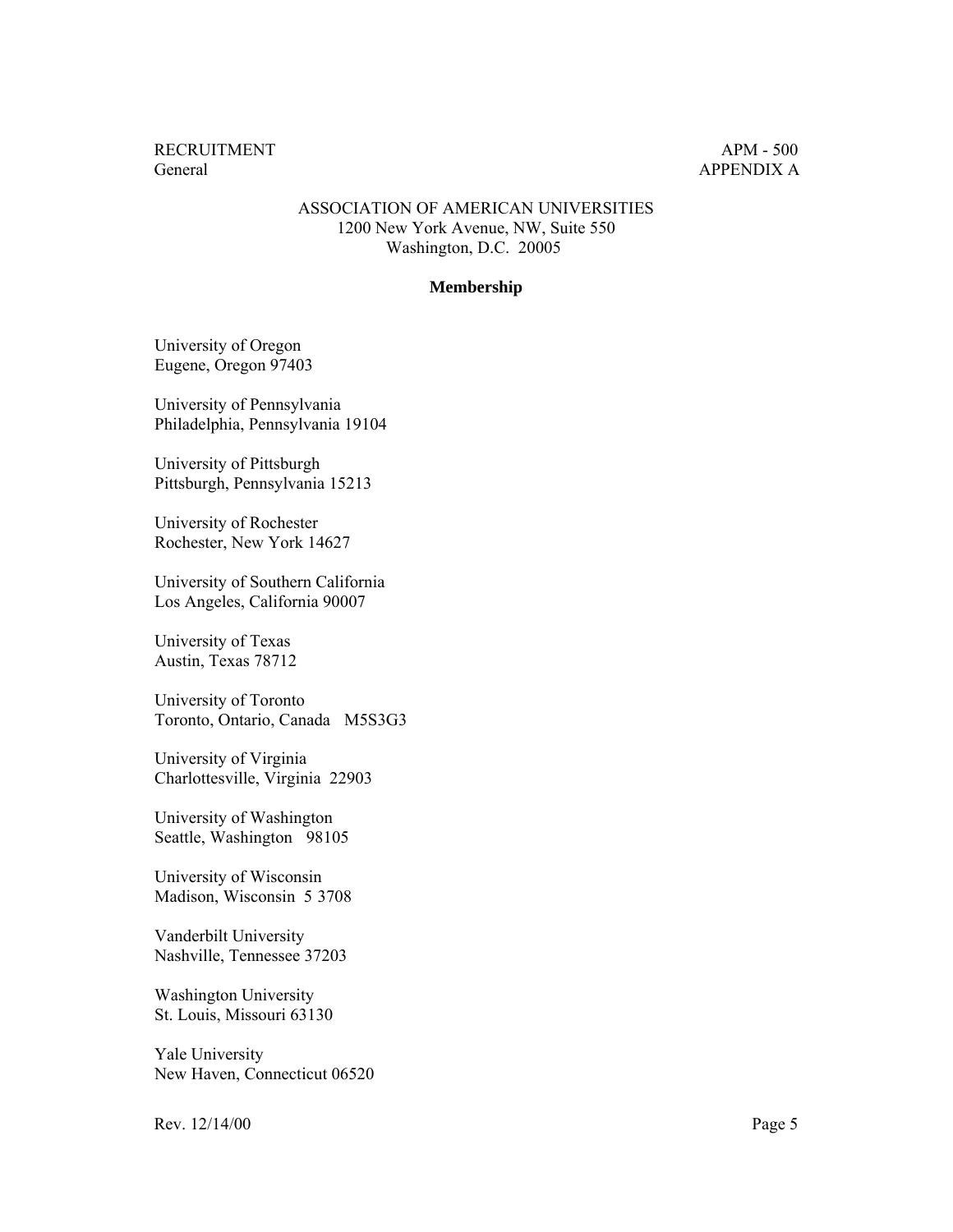ASSOCIATION OF AMERICAN UNIVERSITIES
1200 New York Avenue, NW, Suite 550
Washington, D.C. 20005

**Membership**

University of Oregon
Eugene, Oregon 97403

University of Pennsylvania
Philadelphia, Pennsylvania 19104

University of Pittsburgh
Pittsburgh, Pennsylvania 15213

University of Rochester
Rochester, New York 14627

University of Southern California
Los Angeles, California 90007

University of Texas
Austin, Texas 78712

University of Toronto
Toronto, Ontario, Canada M5S3G3

University of Virginia
Charlottesville, Virginia 22903

University of Washington
Seattle, Washington 98105

University of Wisconsin
Madison, Wisconsin 5 3708

Vanderbilt University
Nashville, Tennessee 37203

Washington University
St. Louis, Missouri 63130

Yale University
New Haven, Connecticut 06520

Rev. 12/14/00